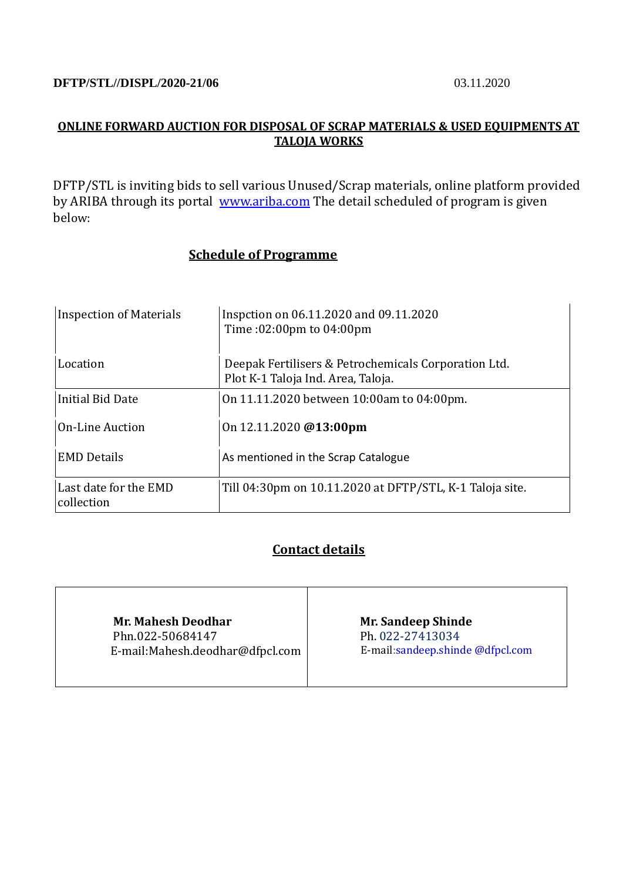**DFTP/STL//DISPL/2020-21/06** 03.11.2020

## ONLINE FORWARD AUCTION FOR DISPOSAL OF SCRAP MATERIALS & USED EQUIPMENTS AT TALOJA WORKS

DFTP/STL is inviting bids to sell various Unused/Scrap materials, online platform provided by ARIBA through its portal www.ariba.com The detail scheduled of program is given below:

## Schedule of Programme

| | |
|---|---|
| Inspection of Materials | Inspction on 06.11.2020 and 09.11.2020<br>Time :02:00pm to 04:00pm |
| Location | Deepak Fertilisers & Petrochemicals Corporation Ltd.<br>Plot K-1 Taloja Ind. Area, Taloja. |
| Initial Bid Date | On 11.11.2020 between 10:00am to 04:00pm. |
| On-Line Auction | On 12.11.2020 **@13:00pm** |
| EMD Details | As mentioned in the Scrap Catalogue |
| Last date for the EMD collection | Till 04:30pm on 10.11.2020 at DFTP/STL, K-1 Taloja site. |

## Contact details

| | |
|---|---|
| **Mr. Mahesh Deodhar**<br>Phn.022-50684147<br>E-mail:Mahesh.deodhar@dfpcl.com | **Mr. Sandeep Shinde**<br>Ph. 022-27413034<br>E-mail:sandeep.shinde @dfpcl.com |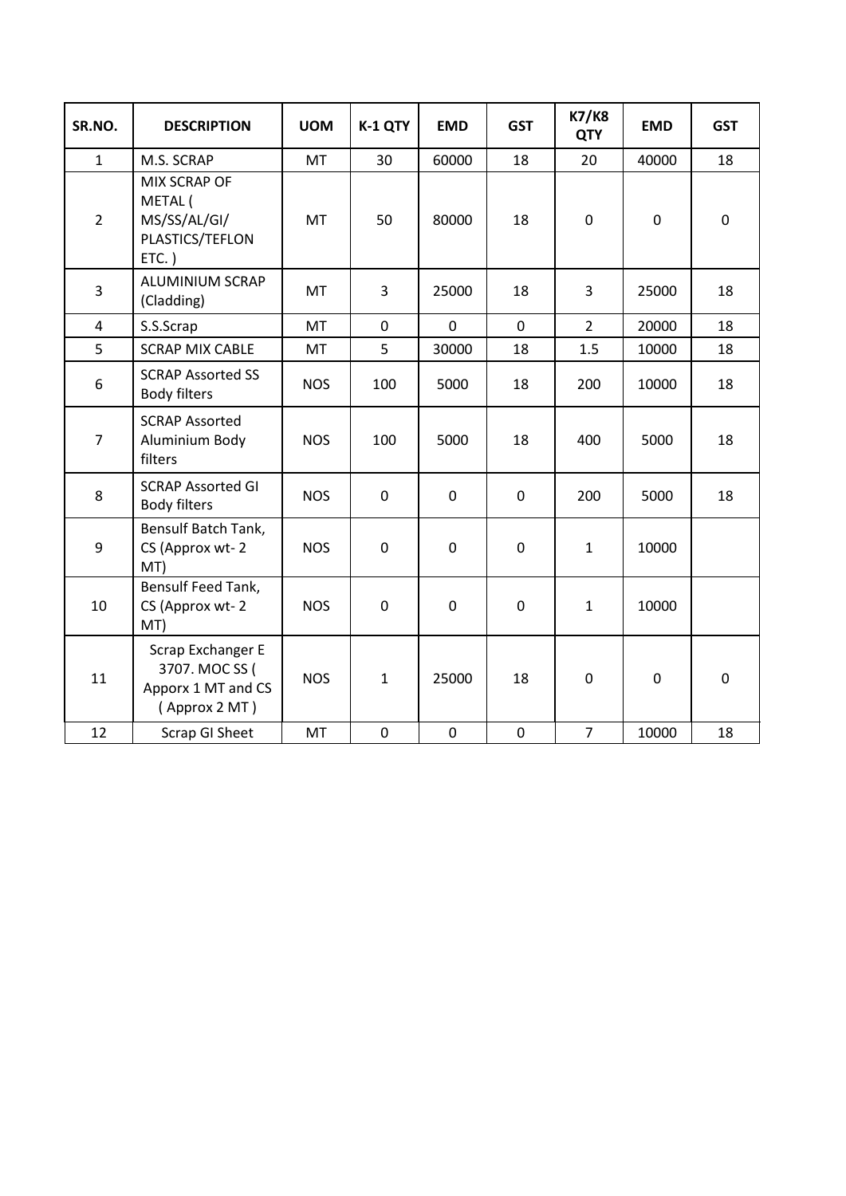| SR.NO. | DESCRIPTION | UOM | K-1 QTY | EMD | GST | K7/K8 QTY | EMD | GST |
|---|---|---|---|---|---|---|---|---|
| 1 | M.S. SCRAP | MT | 30 | 60000 | 18 | 20 | 40000 | 18 |
| 2 | MIX SCRAP OF METAL ( MS/SS/AL/GI/ PLASTICS/TEFLON ETC. ) | MT | 50 | 80000 | 18 | 0 | 0 | 0 |
| 3 | ALUMINIUM SCRAP (Cladding) | MT | 3 | 25000 | 18 | 3 | 25000 | 18 |
| 4 | S.S.Scrap | MT | 0 | 0 | 0 | 2 | 20000 | 18 |
| 5 | SCRAP MIX CABLE | MT | 5 | 30000 | 18 | 1.5 | 10000 | 18 |
| 6 | SCRAP Assorted SS Body filters | NOS | 100 | 5000 | 18 | 200 | 10000 | 18 |
| 7 | SCRAP Assorted Aluminium Body filters | NOS | 100 | 5000 | 18 | 400 | 5000 | 18 |
| 8 | SCRAP Assorted GI Body filters | NOS | 0 | 0 | 0 | 200 | 5000 | 18 |
| 9 | Bensulf Batch Tank, CS (Approx wt- 2 MT) | NOS | 0 | 0 | 0 | 1 | 10000 | |
| 10 | Bensulf Feed Tank, CS (Approx wt- 2 MT) | NOS | 0 | 0 | 0 | 1 | 10000 | |
| 11 | Scrap Exchanger E 3707. MOC SS ( Apporx 1 MT and CS ( Approx 2 MT ) | NOS | 1 | 25000 | 18 | 0 | 0 | 0 |
| 12 | Scrap GI Sheet | MT | 0 | 0 | 0 | 7 | 10000 | 18 |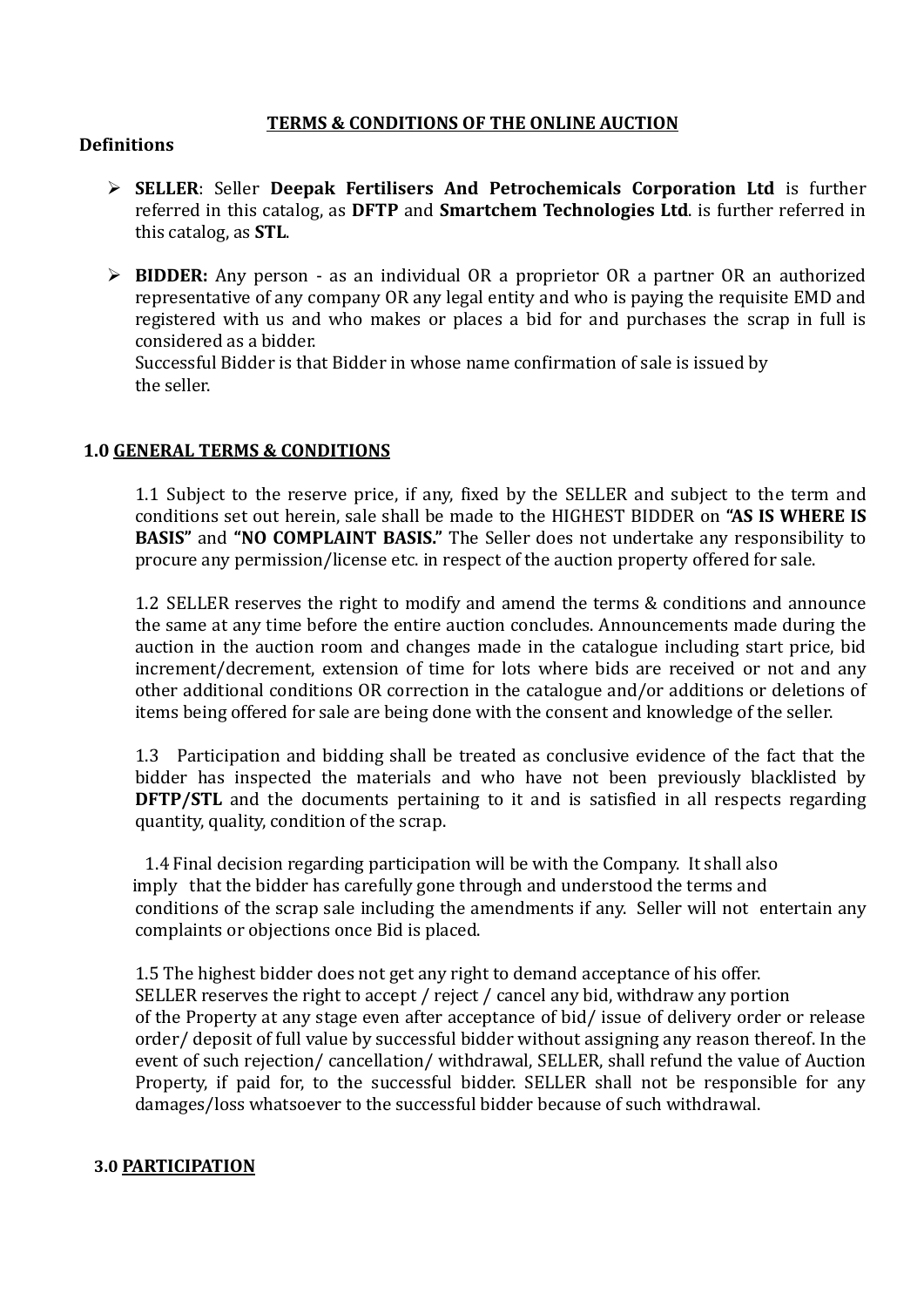## TERMS & CONDITIONS OF THE ONLINE AUCTION

### Definitions

- **SELLER**: Seller **Deepak Fertilisers And Petrochemicals Corporation Ltd** is further referred in this catalog, as **DFTP** and **Smartchem Technologies Ltd**. is further referred in this catalog, as **STL**.

- **BIDDER:** Any person - as an individual OR a proprietor OR a partner OR an authorized representative of any company OR any legal entity and who is paying the requisite EMD and registered with us and who makes or places a bid for and purchases the scrap in full is considered as a bidder.
  Successful Bidder is that Bidder in whose name confirmation of sale is issued by the seller.

### 1.0 GENERAL TERMS & CONDITIONS

1.1 Subject to the reserve price, if any, fixed by the SELLER and subject to the term and conditions set out herein, sale shall be made to the HIGHEST BIDDER on **"AS IS WHERE IS BASIS"** and **"NO COMPLAINT BASIS."** The Seller does not undertake any responsibility to procure any permission/license etc. in respect of the auction property offered for sale.

1.2 SELLER reserves the right to modify and amend the terms & conditions and announce the same at any time before the entire auction concludes. Announcements made during the auction in the auction room and changes made in the catalogue including start price, bid increment/decrement, extension of time for lots where bids are received or not and any other additional conditions OR correction in the catalogue and/or additions or deletions of items being offered for sale are being done with the consent and knowledge of the seller.

1.3 Participation and bidding shall be treated as conclusive evidence of the fact that the bidder has inspected the materials and who have not been previously blacklisted by **DFTP/STL** and the documents pertaining to it and is satisfied in all respects regarding quantity, quality, condition of the scrap.

1.4 Final decision regarding participation will be with the Company. It shall also imply that the bidder has carefully gone through and understood the terms and conditions of the scrap sale including the amendments if any. Seller will not entertain any complaints or objections once Bid is placed.

1.5 The highest bidder does not get any right to demand acceptance of his offer. SELLER reserves the right to accept / reject / cancel any bid, withdraw any portion of the Property at any stage even after acceptance of bid/ issue of delivery order or release order/ deposit of full value by successful bidder without assigning any reason thereof. In the event of such rejection/ cancellation/ withdrawal, SELLER, shall refund the value of Auction Property, if paid for, to the successful bidder. SELLER shall not be responsible for any damages/loss whatsoever to the successful bidder because of such withdrawal.

### 3.0 PARTICIPATION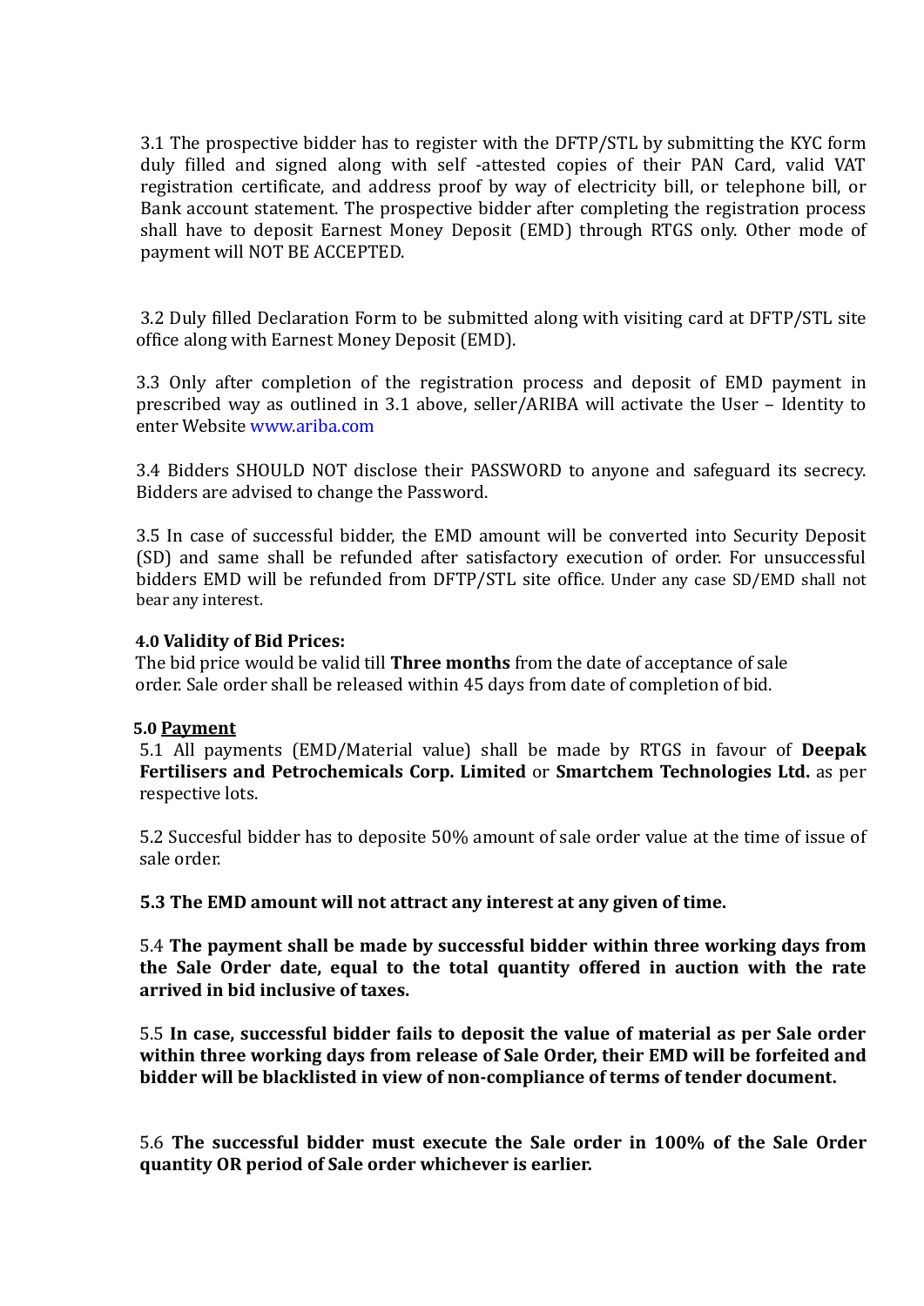3.1 The prospective bidder has to register with the DFTP/STL by submitting the KYC form duly filled and signed along with self -attested copies of their PAN Card, valid VAT registration certificate, and address proof by way of electricity bill, or telephone bill, or Bank account statement. The prospective bidder after completing the registration process shall have to deposit Earnest Money Deposit (EMD) through RTGS only. Other mode of payment will NOT BE ACCEPTED.

3.2 Duly filled Declaration Form to be submitted along with visiting card at DFTP/STL site office along with Earnest Money Deposit (EMD).

3.3 Only after completion of the registration process and deposit of EMD payment in prescribed way as outlined in 3.1 above, seller/ARIBA will activate the User – Identity to enter Website www.ariba.com

3.4 Bidders SHOULD NOT disclose their PASSWORD to anyone and safeguard its secrecy. Bidders are advised to change the Password.

3.5 In case of successful bidder, the EMD amount will be converted into Security Deposit (SD) and same shall be refunded after satisfactory execution of order. For unsuccessful bidders EMD will be refunded from DFTP/STL site office. Under any case SD/EMD shall not bear any interest.

**4.0 Validity of Bid Prices:**

The bid price would be valid till **Three months** from the date of acceptance of sale order. Sale order shall be released within 45 days from date of completion of bid.

**5.0 Payment**

5.1 All payments (EMD/Material value) shall be made by RTGS in favour of **Deepak Fertilisers and Petrochemicals Corp. Limited** or **Smartchem Technologies Ltd.** as per respective lots.

5.2 Succesful bidder has to deposite 50% amount of sale order value at the time of issue of sale order.

**5.3 The EMD amount will not attract any interest at any given of time.**

5.4 **The payment shall be made by successful bidder within three working days from the Sale Order date, equal to the total quantity offered in auction with the rate arrived in bid inclusive of taxes.**

5.5 **In case, successful bidder fails to deposit the value of material as per Sale order within three working days from release of Sale Order, their EMD will be forfeited and bidder will be blacklisted in view of non-compliance of terms of tender document.**

5.6 **The successful bidder must execute the Sale order in 100% of the Sale Order quantity OR period of Sale order whichever is earlier.**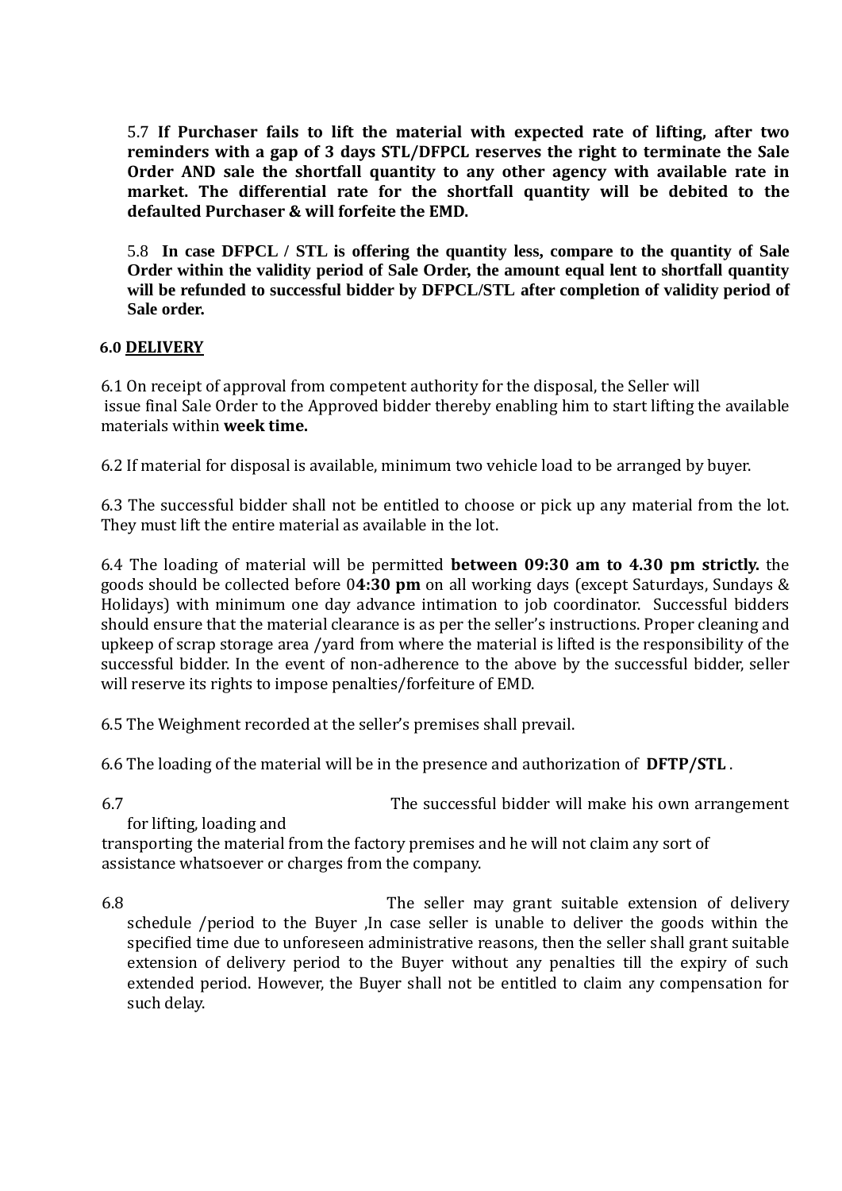5.7 **If Purchaser fails to lift the material with expected rate of lifting, after two reminders with a gap of 3 days STL/DFPCL reserves the right to terminate the Sale Order AND sale the shortfall quantity to any other agency with available rate in market. The differential rate for the shortfall quantity will be debited to the defaulted Purchaser & will forfeite the EMD.**

5.8 **In case DFPCL / STL is offering the quantity less, compare to the quantity of Sale Order within the validity period of Sale Order, the amount equal lent to shortfall quantity will be refunded to successful bidder by DFPCL/STL after completion of validity period of Sale order.**

**6.0 DELIVERY**

6.1 On receipt of approval from competent authority for the disposal, the Seller will issue final Sale Order to the Approved bidder thereby enabling him to start lifting the available materials within **week time.**

6.2 If material for disposal is available, minimum two vehicle load to be arranged by buyer.

6.3 The successful bidder shall not be entitled to choose or pick up any material from the lot. They must lift the entire material as available in the lot.

6.4 The loading of material will be permitted **between 09:30 am to 4.30 pm strictly.** the goods should be collected before 0**4:30 pm** on all working days (except Saturdays, Sundays & Holidays) with minimum one day advance intimation to job coordinator. Successful bidders should ensure that the material clearance is as per the seller's instructions. Proper cleaning and upkeep of scrap storage area /yard from where the material is lifted is the responsibility of the successful bidder. In the event of non-adherence to the above by the successful bidder, seller will reserve its rights to impose penalties/forfeiture of EMD.

6.5 The Weighment recorded at the seller's premises shall prevail.

6.6 The loading of the material will be in the presence and authorization of **DFTP/STL** .

6.7 The successful bidder will make his own arrangement for lifting, loading and transporting the material from the factory premises and he will not claim any sort of assistance whatsoever or charges from the company.

6.8 The seller may grant suitable extension of delivery schedule /period to the Buyer ,In case seller is unable to deliver the goods within the specified time due to unforeseen administrative reasons, then the seller shall grant suitable extension of delivery period to the Buyer without any penalties till the expiry of such extended period. However, the Buyer shall not be entitled to claim any compensation for such delay.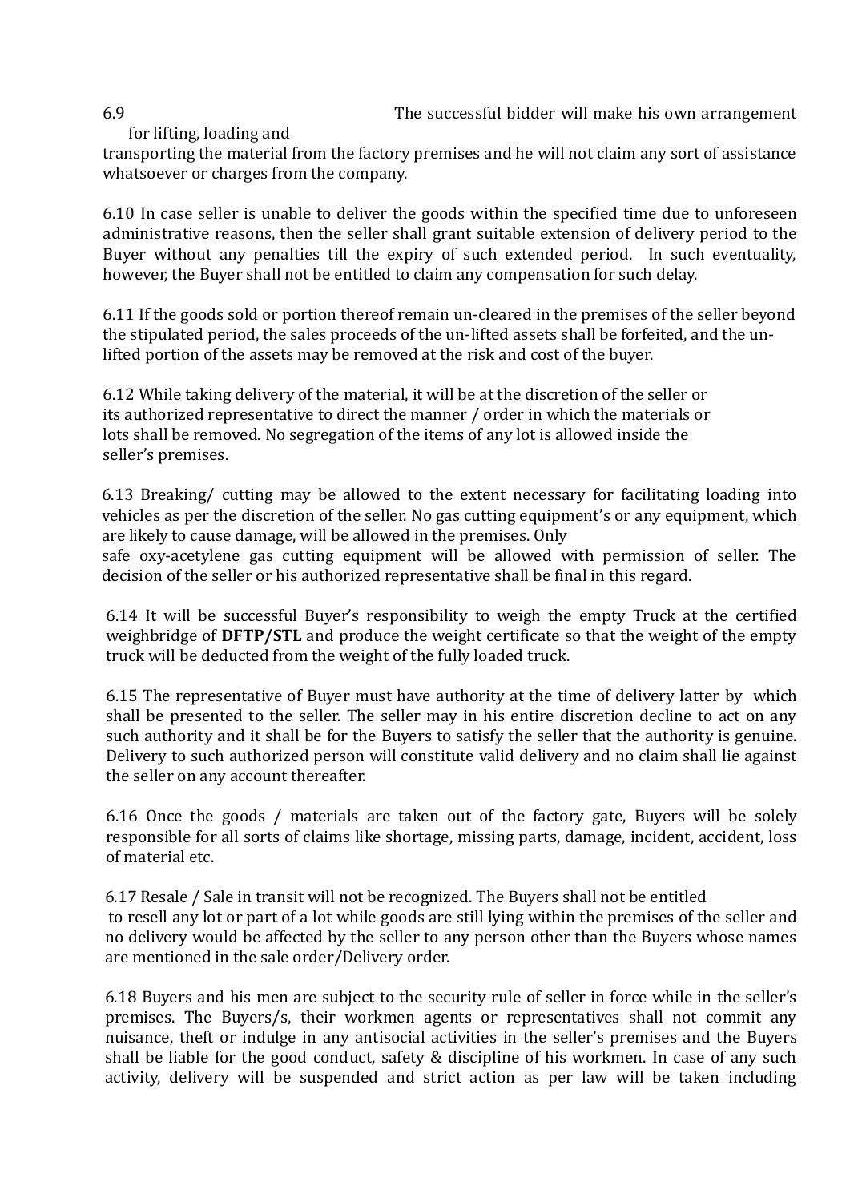6.9 The successful bidder will make his own arrangement for lifting, loading and transporting the material from the factory premises and he will not claim any sort of assistance whatsoever or charges from the company.

6.10 In case seller is unable to deliver the goods within the specified time due to unforeseen administrative reasons, then the seller shall grant suitable extension of delivery period to the Buyer without any penalties till the expiry of such extended period. In such eventuality, however, the Buyer shall not be entitled to claim any compensation for such delay.

6.11 If the goods sold or portion thereof remain un-cleared in the premises of the seller beyond the stipulated period, the sales proceeds of the un-lifted assets shall be forfeited, and the un-lifted portion of the assets may be removed at the risk and cost of the buyer.

6.12 While taking delivery of the material, it will be at the discretion of the seller or its authorized representative to direct the manner / order in which the materials or lots shall be removed. No segregation of the items of any lot is allowed inside the seller's premises.

6.13 Breaking/ cutting may be allowed to the extent necessary for facilitating loading into vehicles as per the discretion of the seller. No gas cutting equipment's or any equipment, which are likely to cause damage, will be allowed in the premises. Only safe oxy-acetylene gas cutting equipment will be allowed with permission of seller. The decision of the seller or his authorized representative shall be final in this regard.

6.14 It will be successful Buyer's responsibility to weigh the empty Truck at the certified weighbridge of **DFTP/STL** and produce the weight certificate so that the weight of the empty truck will be deducted from the weight of the fully loaded truck.

6.15 The representative of Buyer must have authority at the time of delivery latter by which shall be presented to the seller. The seller may in his entire discretion decline to act on any such authority and it shall be for the Buyers to satisfy the seller that the authority is genuine. Delivery to such authorized person will constitute valid delivery and no claim shall lie against the seller on any account thereafter.

6.16 Once the goods / materials are taken out of the factory gate, Buyers will be solely responsible for all sorts of claims like shortage, missing parts, damage, incident, accident, loss of material etc.

6.17 Resale / Sale in transit will not be recognized. The Buyers shall not be entitled to resell any lot or part of a lot while goods are still lying within the premises of the seller and no delivery would be affected by the seller to any person other than the Buyers whose names are mentioned in the sale order/Delivery order.

6.18 Buyers and his men are subject to the security rule of seller in force while in the seller's premises. The Buyers/s, their workmen agents or representatives shall not commit any nuisance, theft or indulge in any antisocial activities in the seller's premises and the Buyers shall be liable for the good conduct, safety & discipline of his workmen. In case of any such activity, delivery will be suspended and strict action as per law will be taken including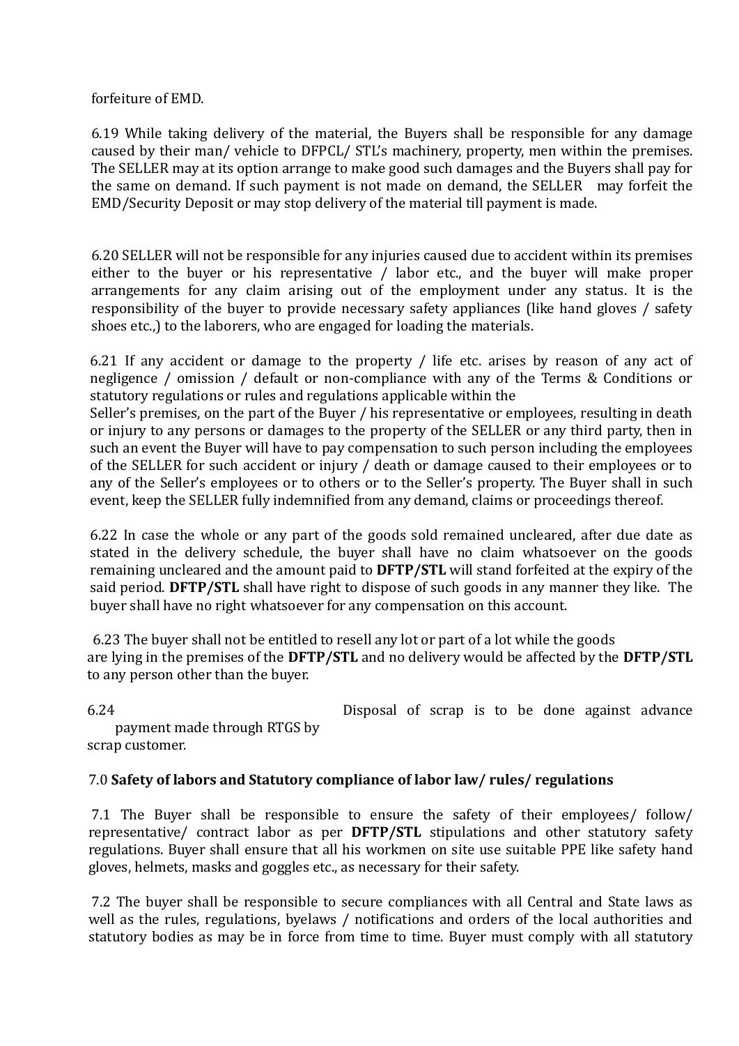forfeiture of EMD.

6.19 While taking delivery of the material, the Buyers shall be responsible for any damage caused by their man/ vehicle to DFPCL/ STL's machinery, property, men within the premises. The SELLER may at its option arrange to make good such damages and the Buyers shall pay for the same on demand. If such payment is not made on demand, the SELLER may forfeit the EMD/Security Deposit or may stop delivery of the material till payment is made.

6.20 SELLER will not be responsible for any injuries caused due to accident within its premises either to the buyer or his representative / labor etc., and the buyer will make proper arrangements for any claim arising out of the employment under any status. It is the responsibility of the buyer to provide necessary safety appliances (like hand gloves / safety shoes etc.,) to the laborers, who are engaged for loading the materials.

6.21 If any accident or damage to the property / life etc. arises by reason of any act of negligence / omission / default or non-compliance with any of the Terms & Conditions or statutory regulations or rules and regulations applicable within the Seller's premises, on the part of the Buyer / his representative or employees, resulting in death or injury to any persons or damages to the property of the SELLER or any third party, then in such an event the Buyer will have to pay compensation to such person including the employees of the SELLER for such accident or injury / death or damage caused to their employees or to any of the Seller's employees or to others or to the Seller's property. The Buyer shall in such event, keep the SELLER fully indemnified from any demand, claims or proceedings thereof.

6.22 In case the whole or any part of the goods sold remained uncleared, after due date as stated in the delivery schedule, the buyer shall have no claim whatsoever on the goods remaining uncleared and the amount paid to **DFTP/STL** will stand forfeited at the expiry of the said period. **DFTP/STL** shall have right to dispose of such goods in any manner they like. The buyer shall have no right whatsoever for any compensation on this account.

6.23 The buyer shall not be entitled to resell any lot or part of a lot while the goods are lying in the premises of the **DFTP/STL** and no delivery would be affected by the **DFTP/STL** to any person other than the buyer.

6.24 Disposal of scrap is to be done against advance payment made through RTGS by scrap customer.

## 7.0 **Safety of labors and Statutory compliance of labor law/ rules/ regulations**

7.1 The Buyer shall be responsible to ensure the safety of their employees/ follow/ representative/ contract labor as per **DFTP/STL** stipulations and other statutory safety regulations. Buyer shall ensure that all his workmen on site use suitable PPE like safety hand gloves, helmets, masks and goggles etc., as necessary for their safety.

7.2 The buyer shall be responsible to secure compliances with all Central and State laws as well as the rules, regulations, byelaws / notifications and orders of the local authorities and statutory bodies as may be in force from time to time. Buyer must comply with all statutory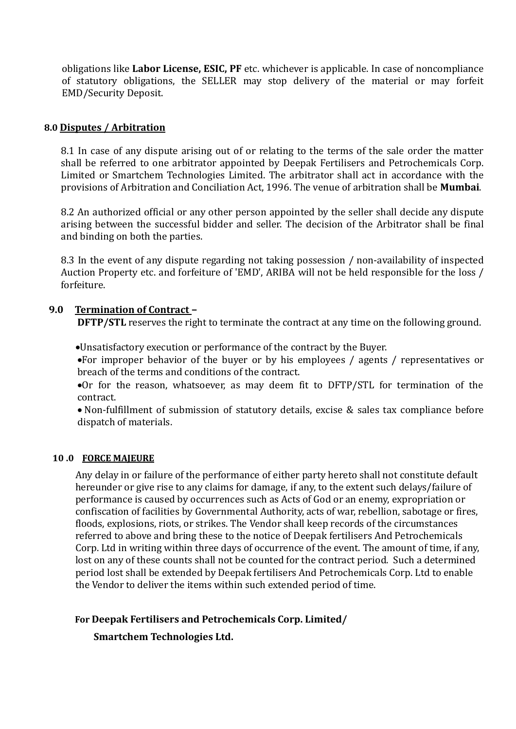obligations like **Labor License, ESIC, PF** etc. whichever is applicable. In case of noncompliance of statutory obligations, the SELLER may stop delivery of the material or may forfeit EMD/Security Deposit.

## 8.0 Disputes / Arbitration

8.1 In case of any dispute arising out of or relating to the terms of the sale order the matter shall be referred to one arbitrator appointed by Deepak Fertilisers and Petrochemicals Corp. Limited or Smartchem Technologies Limited. The arbitrator shall act in accordance with the provisions of Arbitration and Conciliation Act, 1996. The venue of arbitration shall be **Mumbai**.

8.2 An authorized official or any other person appointed by the seller shall decide any dispute arising between the successful bidder and seller. The decision of the Arbitrator shall be final and binding on both the parties.

8.3 In the event of any dispute regarding not taking possession / non-availability of inspected Auction Property etc. and forfeiture of 'EMD', ARIBA will not be held responsible for the loss / forfeiture.

## 9.0 Termination of Contract –

**DFTP/STL** reserves the right to terminate the contract at any time on the following ground.

- Unsatisfactory execution or performance of the contract by the Buyer.
- For improper behavior of the buyer or by his employees / agents / representatives or breach of the terms and conditions of the contract.
- Or for the reason, whatsoever, as may deem fit to DFTP/STL for termination of the contract.
- Non-fulfillment of submission of statutory details, excise & sales tax compliance before dispatch of materials.

## 10 .0 FORCE MAJEURE

Any delay in or failure of the performance of either party hereto shall not constitute default hereunder or give rise to any claims for damage, if any, to the extent such delays/failure of performance is caused by occurrences such as Acts of God or an enemy, expropriation or confiscation of facilities by Governmental Authority, acts of war, rebellion, sabotage or fires, floods, explosions, riots, or strikes. The Vendor shall keep records of the circumstances referred to above and bring these to the notice of Deepak fertilisers And Petrochemicals Corp. Ltd in writing within three days of occurrence of the event. The amount of time, if any, lost on any of these counts shall not be counted for the contract period. Such a determined period lost shall be extended by Deepak fertilisers And Petrochemicals Corp. Ltd to enable the Vendor to deliver the items within such extended period of time.

**For Deepak Fertilisers and Petrochemicals Corp. Limited/**

**Smartchem Technologies Ltd.**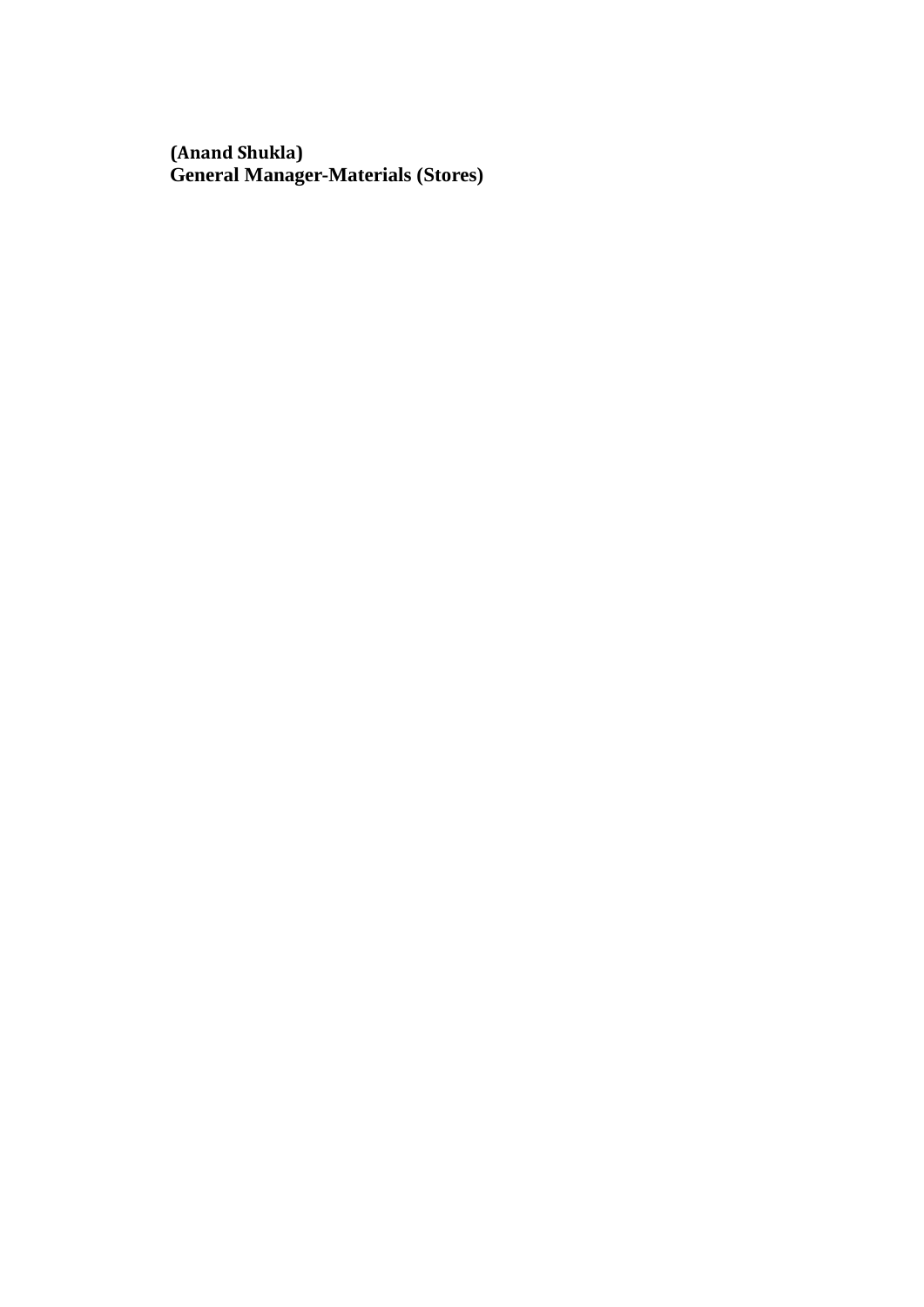**(Anand Shukla)**
**General Manager-Materials (Stores)**